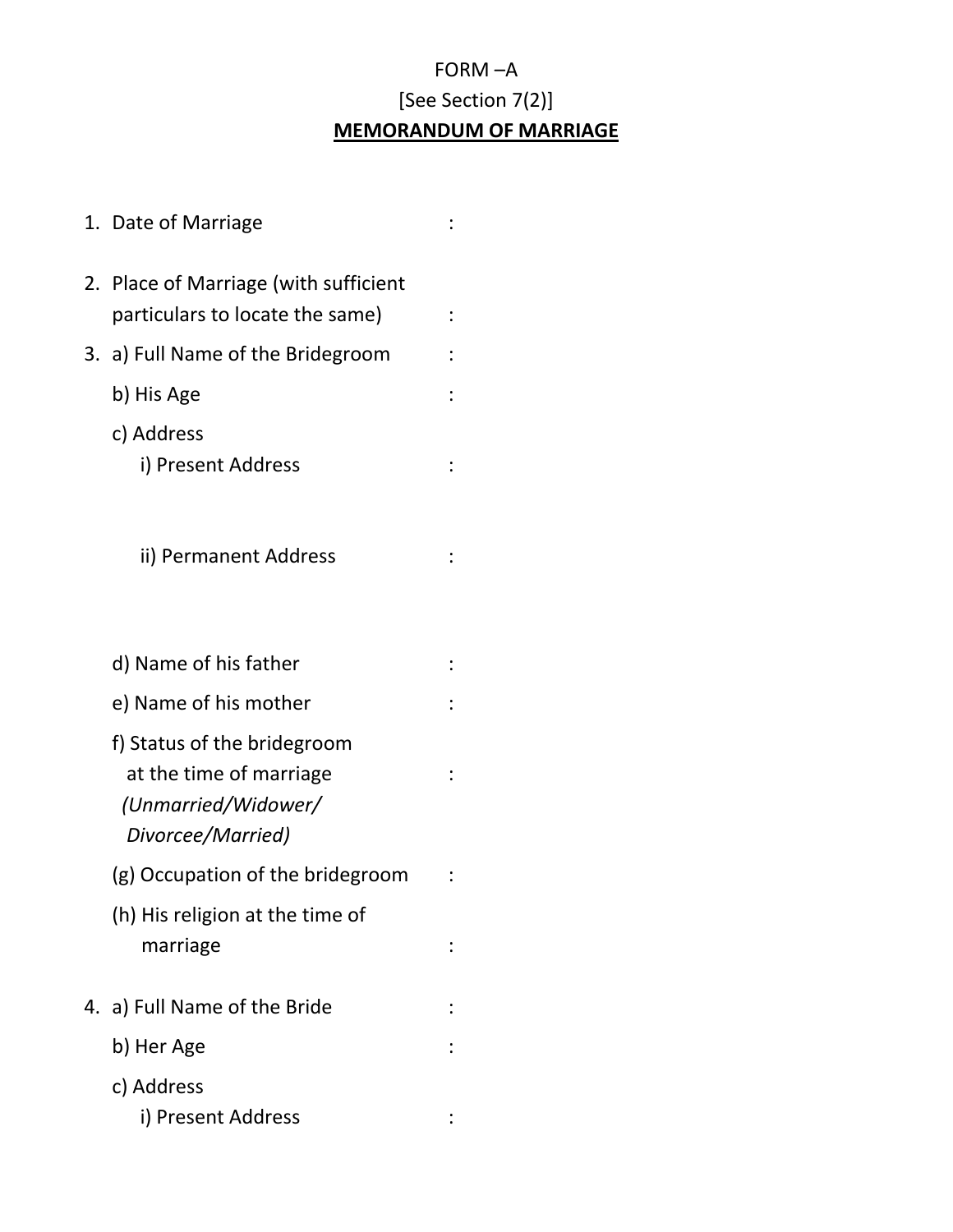FORM –A

[See Section 7(2)]

**MEMORANDUM OF MARRIAGE**

1. Date of Marriage :

2. Place of Marriage (with sufficient particulars to locate the same) :

3. a) Full Name of the Bridegroom :

   b) His Age :

   c) Address

      i) Present Address :

      ii) Permanent Address :

   d) Name of his father :

   e) Name of his mother :

   f) Status of the bridegroom at the time of marriage *(Unmarried/Widower/ Divorcee/Married)* :

   (g) Occupation of the bridegroom :

   (h) His religion at the time of marriage :

4. a) Full Name of the Bride :

   b) Her Age :

   c) Address

      i) Present Address :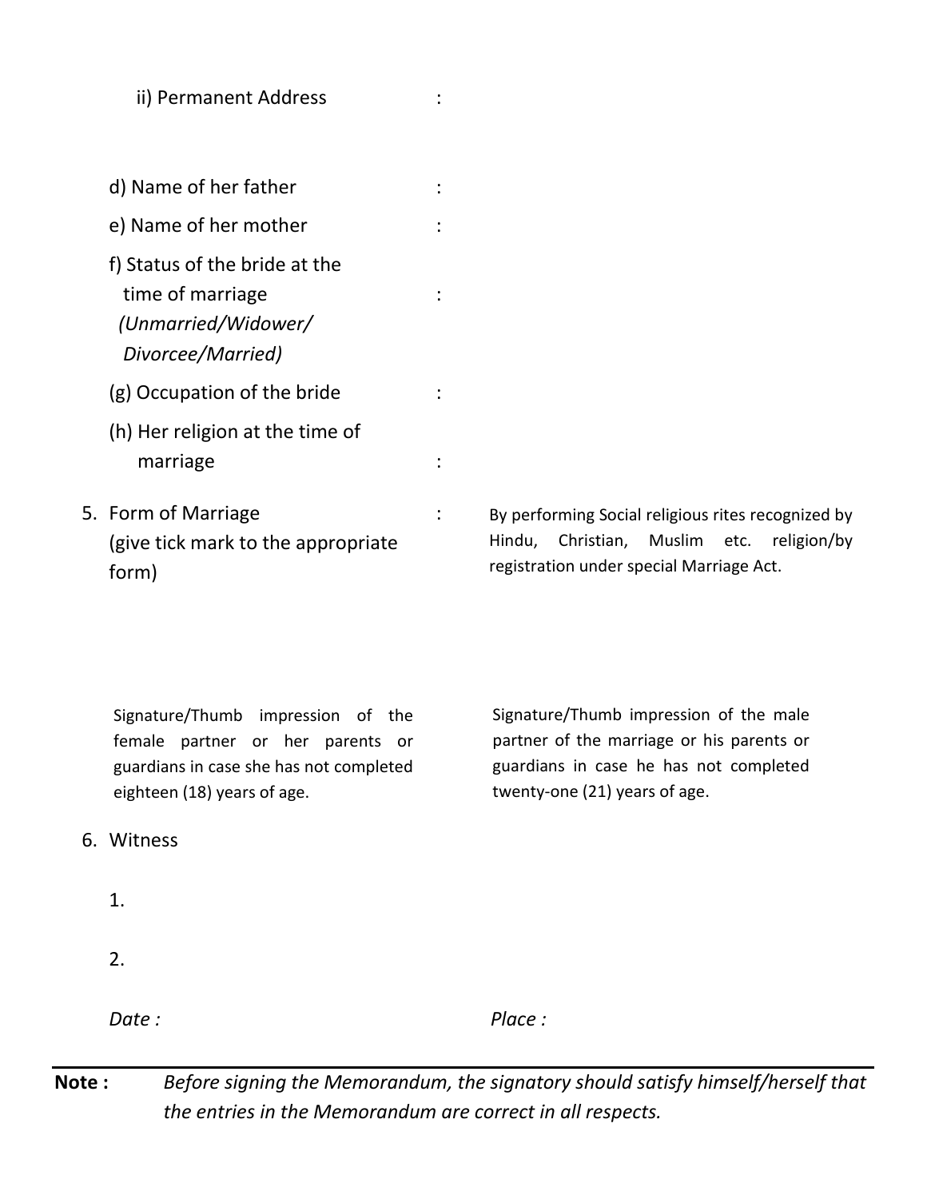ii) Permanent Address :

d) Name of her father :

e) Name of her mother :

f) Status of the bride at the time of marriage *(Unmarried/Widower/ Divorcee/Married)* :

(g) Occupation of the bride :

(h) Her religion at the time of marriage :

5. Form of Marriage (give tick mark to the appropriate form) : By performing Social religious rites recognized by Hindu, Christian, Muslim etc. religion/by registration under special Marriage Act.

| | |
|---|---|
| Signature/Thumb impression of the female partner or her parents or guardians in case she has not completed eighteen (18) years of age. | Signature/Thumb impression of the male partner of the marriage or his parents or guardians in case he has not completed twenty-one (21) years of age. |

6. Witness

   1.

   2.

*Date :* *Place :*

**Note :** *Before signing the Memorandum, the signatory should satisfy himself/herself that the entries in the Memorandum are correct in all respects.*